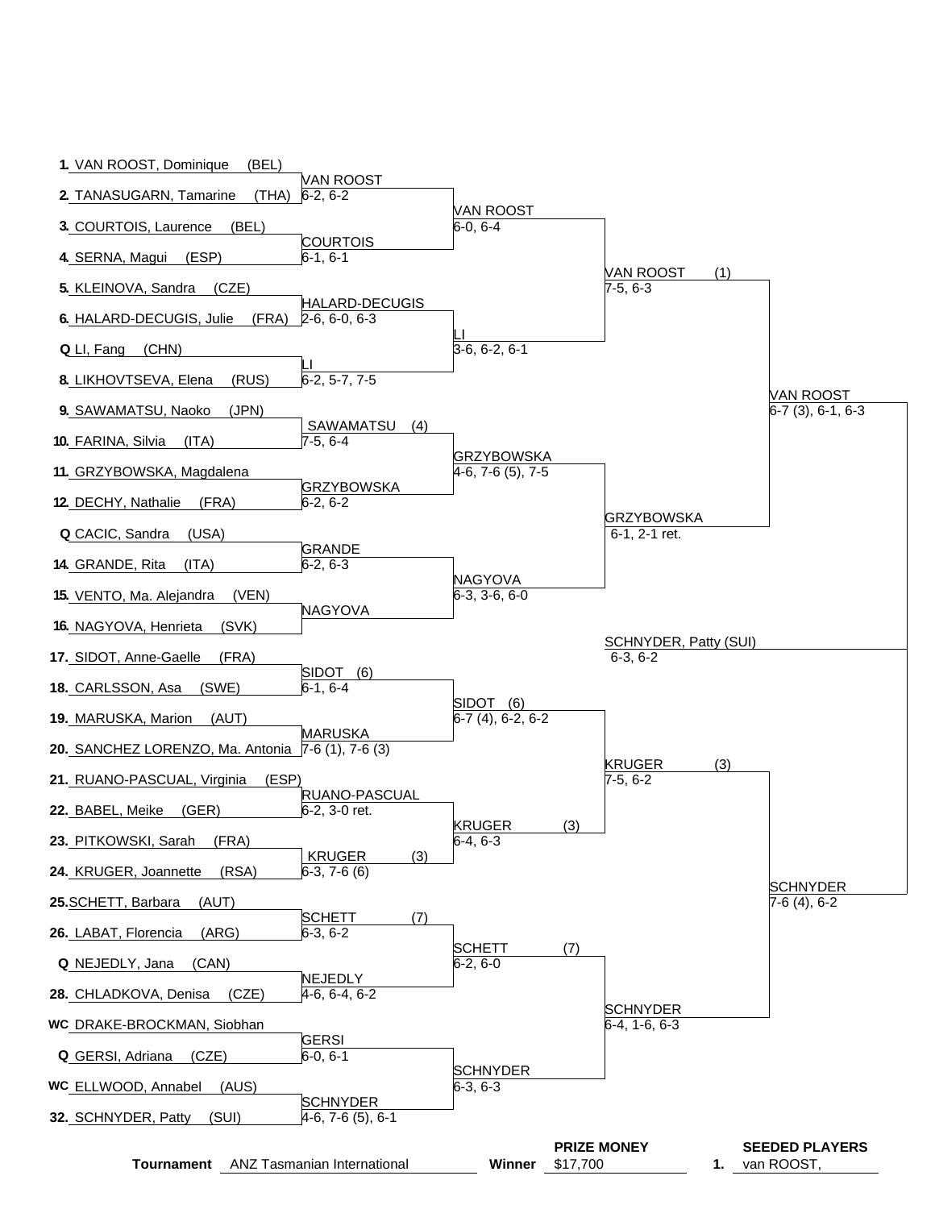| First Round | Second Round | Quarterfinals | Semifinals | Final |
|---|---|---|---|---|
| 1. VAN ROOST, Dominique (BEL) | | | | |
| 2. TANASUGARN, Tamarine (THA) | VAN ROOST 6-2, 6-2 | | | |
| 3. COURTOIS, Laurence (BEL) | | VAN ROOST 6-0, 6-4 | | |
| 4. SERNA, Magui (ESP) | COURTOIS 6-1, 6-1 | | | |
| 5. KLEINOVA, Sandra (CZE) | | | VAN ROOST (1) 7-5, 6-3 | |
| 6. HALARD-DECUGIS, Julie (FRA) | HALARD-DECUGIS 2-6, 6-0, 6-3 | | | |
| Q LI, Fang (CHN) | | LI 3-6, 6-2, 6-1 | | |
| 8. LIKHOVTSEVA, Elena (RUS) | LI 6-2, 5-7, 7-5 | | | |
| 9. SAWAMATSU, Naoko (JPN) | | | | VAN ROOST 6-7 (3), 6-1, 6-3 |
| 10. FARINA, Silvia (ITA) | SAWAMATSU (4) 7-5, 6-4 | | | |
| 11. GRZYBOWSKA, Magdalena | | GRZYBOWSKA 4-6, 7-6 (5), 7-5 | | |
| 12. DECHY, Nathalie (FRA) | GRZYBOWSKA 6-2, 6-2 | | | |
| Q CACIC, Sandra (USA) | | | GRZYBOWSKA 6-1, 2-1 ret. | |
| 14. GRANDE, Rita (ITA) | GRANDE 6-2, 6-3 | | | |
| 15. VENTO, Ma. Alejandra (VEN) | | NAGYOVA 6-3, 3-6, 6-0 | | |
| 16. NAGYOVA, Henrieta (SVK) | NAGYOVA | | | |
| 17. SIDOT, Anne-Gaelle (FRA) | | | | SCHNYDER, Patty (SUI) 6-3, 6-2 |
| 18. CARLSSON, Asa (SWE) | SIDOT (6) 6-1, 6-4 | | | |
| 19. MARUSKA, Marion (AUT) | | SIDOT (6) 6-7 (4), 6-2, 6-2 | | |
| 20. SANCHEZ LORENZO, Ma. Antonia | MARUSKA 7-6 (1), 7-6 (3) | | | |
| 21. RUANO-PASCUAL, Virginia (ESP) | | | KRUGER (3) 7-5, 6-2 | |
| 22. BABEL, Meike (GER) | RUANO-PASCUAL 6-2, 3-0 ret. | | | |
| 23. PITKOWSKI, Sarah (FRA) | | KRUGER (3) 6-4, 6-3 | | |
| 24. KRUGER, Joannette (RSA) | KRUGER (3) 6-3, 7-6 (6) | | | |
| 25. SCHETT, Barbara (AUT) | | | | SCHNYDER 7-6 (4), 6-2 |
| 26. LABAT, Florencia (ARG) | SCHETT (7) 6-3, 6-2 | | | |
| Q NEJEDLY, Jana (CAN) | | SCHETT (7) 6-2, 6-0 | | |
| 28. CHLADKOVA, Denisa (CZE) | NEJEDLY 4-6, 6-4, 6-2 | | | |
| WC DRAKE-BROCKMAN, Siobhan | | | SCHNYDER 6-4, 1-6, 6-3 | |
| Q GERSI, Adriana (CZE) | GERSI 6-0, 6-1 | | | |
| WC ELLWOOD, Annabel (AUS) | | SCHNYDER 6-3, 6-3 | | |
| 32. SCHNYDER, Patty (SUI) | SCHNYDER 4-6, 7-6 (5), 6-1 | | | |

**Tournament** ANZ Tasmanian International

**Winner** **PRIZE MONEY** $17,700

**SEEDED PLAYERS**

1. van ROOST,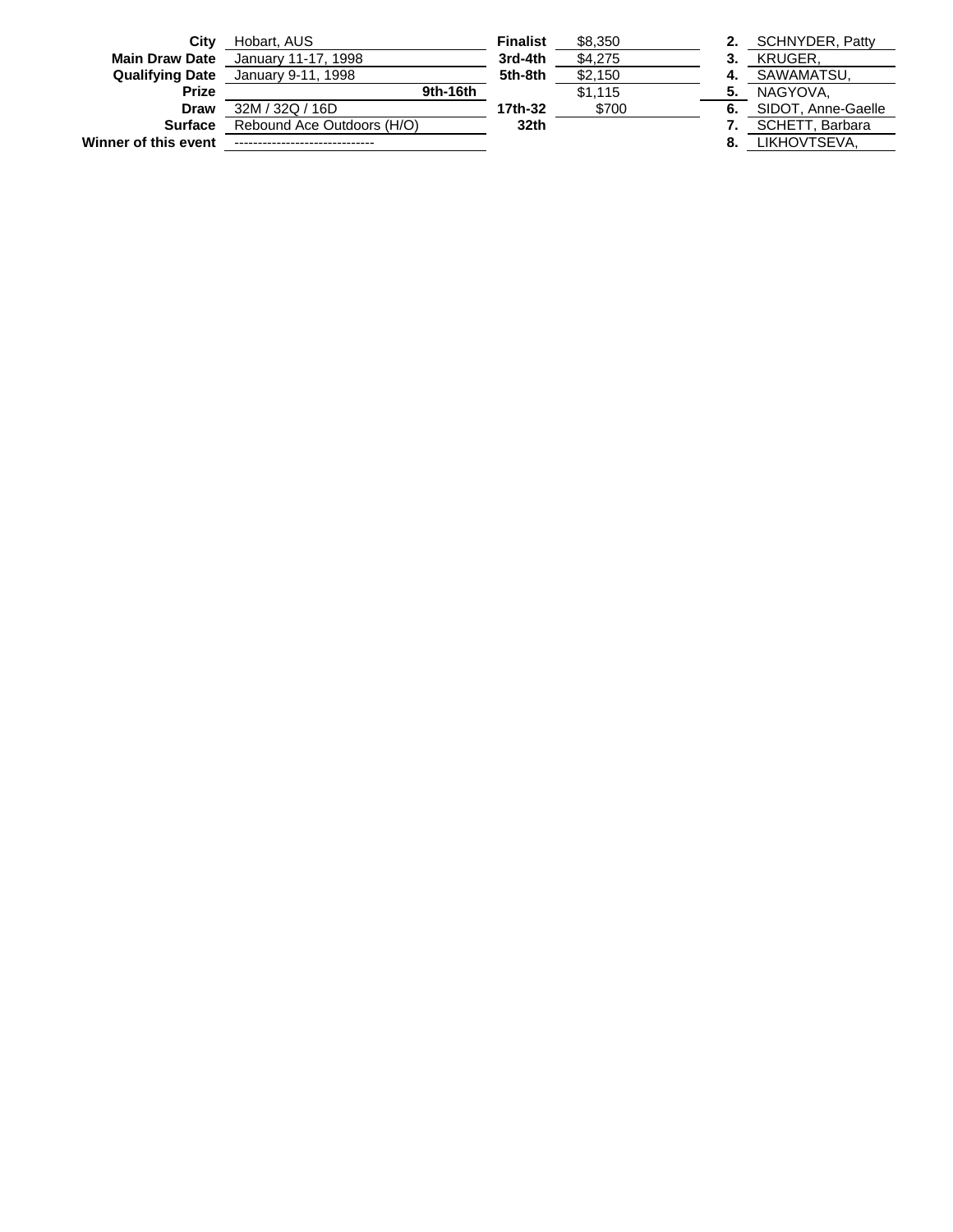| | | | | | |
|---|---|---|---|---|---|
| **City** | Hobart, AUS | **Finalist** | $8,350 | **2.** | SCHNYDER, Patty |
| **Main Draw Date** | January 11-17, 1998 | **3rd-4th** | $4,275 | **3.** | KRUGER, |
| **Qualifying Date** | January 9-11, 1998 | **5th-8th** | $2,150 | **4.** | SAWAMATSU, |
| **Prize** | **9th-16th** | | $1,115 | **5.** | NAGYOVA, |
| **Draw** | 32M / 32Q / 16D | **17th-32** | $700 | **6.** | SIDOT, Anne-Gaelle |
| **Surface** | Rebound Ace Outdoors (H/O) | **32th** | | **7.** | SCHETT, Barbara |
| **Winner of this event** | ------------------------------ | | | **8.** | LIKHOVTSEVA, |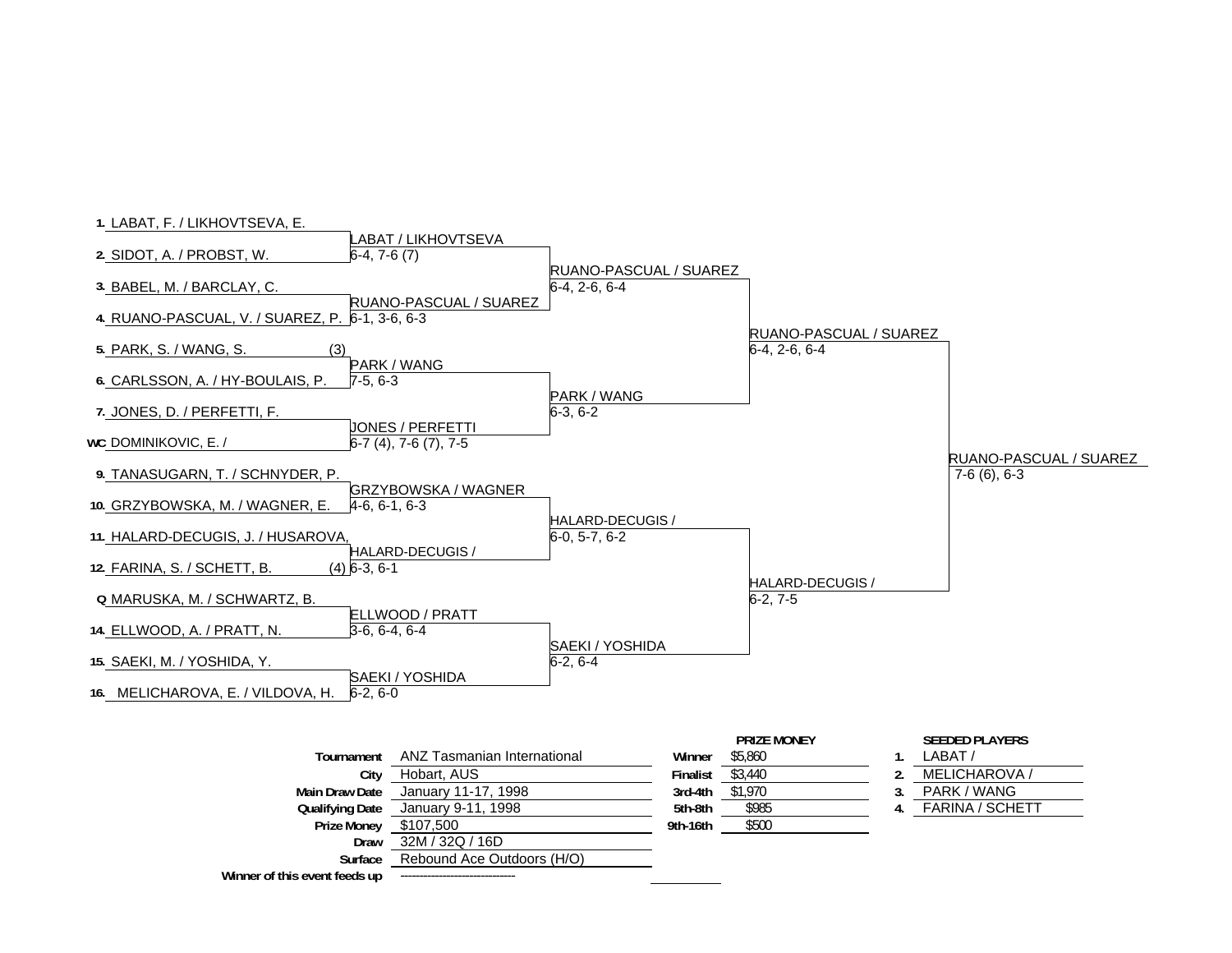**Draw**

1. LABAT, F. / LIKHOVTSEVA, E.
2. SIDOT, A. / PROBST, W.
3. BABEL, M. / BARCLAY, C.
4. RUANO-PASCUAL, V. / SUAREZ, P.
5. PARK, S. / WANG, S. (3)
6. CARLSSON, A. / HY-BOULAIS, P.
7. JONES, D. / PERFETTI, F.

WC DOMINIKOVIC, E. /

9. TANASUGARN, T. / SCHNYDER, P.
10. GRZYBOWSKA, M. / WAGNER, E.
11. HALARD-DECUGIS, J. / HUSAROVA,
12. FARINA, S. / SCHETT, B. (4)

Q MARUSKA, M. / SCHWARTZ, B.

14. ELLWOOD, A. / PRATT, N.
15. SAEKI, M. / YOSHIDA, Y.
16. MELICHAROVA, E. / VILDOVA, H.

**First round**

LABAT / LIKHOVTSEVA
6-4, 7-6 (7)

RUANO-PASCUAL / SUAREZ
6-1, 3-6, 6-3

PARK / WANG
7-5, 6-3

JONES / PERFETTI
6-7 (4), 7-6 (7), 7-5

GRZYBOWSKA / WAGNER
4-6, 6-1, 6-3

HALARD-DECUGIS /
6-3, 6-1

ELLWOOD / PRATT
3-6, 6-4, 6-4

SAEKI / YOSHIDA
6-2, 6-0

**Quarterfinals**

RUANO-PASCUAL / SUAREZ
6-4, 2-6, 6-4

PARK / WANG
6-3, 6-2

HALARD-DECUGIS /
6-0, 5-7, 6-2

SAEKI / YOSHIDA
6-2, 6-4

**Semifinals**

RUANO-PASCUAL / SUAREZ
6-4, 2-6, 6-4

HALARD-DECUGIS /
6-2, 7-5

**Final**

RUANO-PASCUAL / SUAREZ
7-6 (6), 6-3

| | |
|---|---|
| **Tournament** | ANZ Tasmanian International |
| **City** | Hobart, AUS |
| **Main Draw Date** | January 11-17, 1998 |
| **Qualifying Date** | January 9-11, 1998 |
| **Prize Money** | $107,500 |
| **Draw** | 32M / 32Q / 16D |
| **Surface** | Rebound Ace Outdoors (H/O) |
| **Winner of this event feeds up** | ------------------------------ |

**PRIZE MONEY**

| | |
|---|---|
| **Winner** | $5,860 |
| **Finalist** | $3,440 |
| **3rd-4th** | $1,970 |
| **5th-8th** | $985 |
| **9th-16th** | $500 |

**SEEDED PLAYERS**

1. LABAT /
2. MELICHAROVA /
3. PARK / WANG
4. FARINA / SCHETT